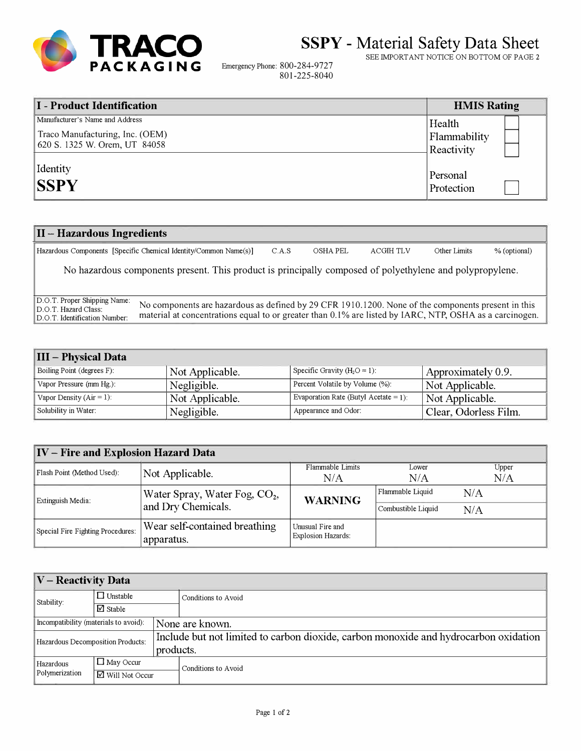**TRACO PACKAGING**

# SSPY - Material Safety Data Sheet

SEE IMPORTANT NOTICE ON BOTTOM OF PAGE 2

Emergency Phone: 800-284-9727
801-225-8040

## I - Product Identification

| I - Product Identification | HMIS Rating |
|---|---|
| Manufacturer's Name and Address<br>Traco Manufacturing, Inc. (OEM)<br>620 S. 1325 W. Orem, UT 84058 | Health ☐<br>Flammability ☐<br>Reactivity ☐ |
| Identity<br>**SSPY** | Personal Protection ☐ |

## II – Hazardous Ingredients

| Hazardous Components [Specific Chemical Identity/Common Name(s)] | C.A.S | OSHA PEL | ACGIH TLV | Other Limits | % (optional) |
|---|---|---|---|---|---|
| No hazardous components present. This product is principally composed of polyethylene and polypropylene. | | | | | |

| | |
|---|---|
| D.O.T. Proper Shipping Name:<br>D.O.T. Hazard Class:<br>D.O.T. Identification Number: | No components are hazardous as defined by 29 CFR 1910.1200. None of the components present in this material at concentrations equal to or greater than 0.1% are listed by IARC, NTP, OSHA as a carcinogen. |

## III – Physical Data

| | | | |
|---|---|---|---|
| Boiling Point (degrees F): | Not Applicable. | Specific Gravity ($H_2O$ = 1): | Approximately 0.9. |
| Vapor Pressure (mm Hg.): | Negligible. | Percent Volatile by Volume (%): | Not Applicable. |
| Vapor Density (Air = 1): | Not Applicable. | Evaporation Rate (Butyl Acetate = 1): | Not Applicable. |
| Solubility in Water: | Negligible. | Appearance and Odor: | Clear, Odorless Film. |

## IV – Fire and Explosion Hazard Data

| | | | | |
|---|---|---|---|---|
| Flash Point (Method Used): | Not Applicable. | Flammable Limits<br>N/A | Lower<br>N/A | Upper<br>N/A |
| Extinguish Media: | Water Spray, Water Fog, $CO_2$, and Dry Chemicals. | **WARNING** | Flammable Liquid N/A<br>Combustible Liquid N/A | |
| Special Fire Fighting Procedures: | Wear self-contained breathing apparatus. | Unusual Fire and Explosion Hazards: | | |

## V – Reactivity Data

| | | |
|---|---|---|
| Stability: | ☐ Unstable<br>☑ Stable | Conditions to Avoid |
| Incompatibility (materials to avoid): | None are known. | |
| Hazardous Decomposition Products: | Include but not limited to carbon dioxide, carbon monoxide and hydrocarbon oxidation products. | |
| Hazardous Polymerization | ☐ May Occur<br>☑ Will Not Occur | Conditions to Avoid |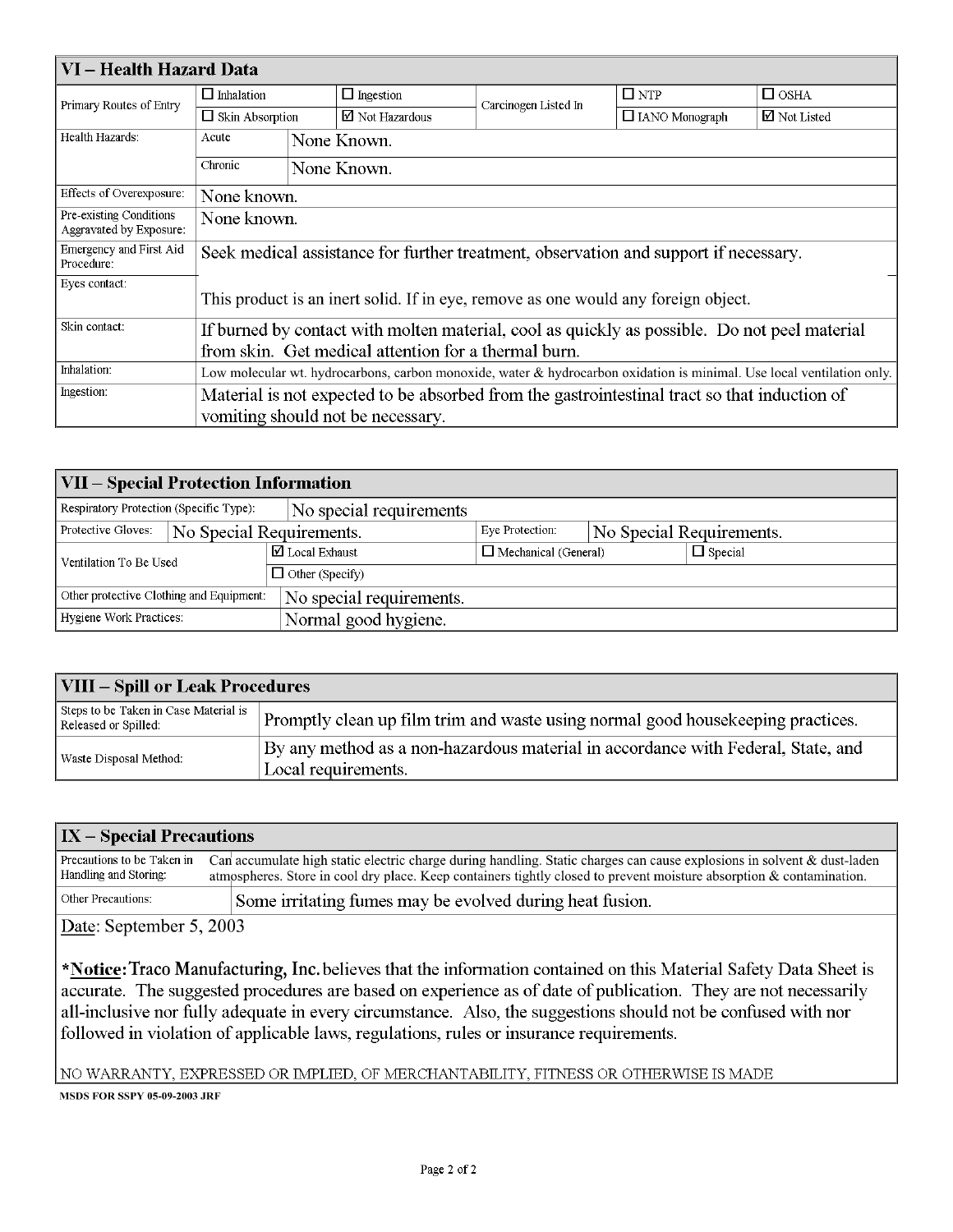## VI – Health Hazard Data

| | | | | |
|---|---|---|---|---|
| Primary Routes of Entry | ☐ Inhalation | ☐ Ingestion | Carcinogen Listed In | ☐ NTP | ☐ OSHA |
| | ☐ Skin Absorption | ☑ Not Hazardous | | ☐ IANO Monograph | ☑ Not Listed |

| | | |
|---|---|---|
| Health Hazards: | Acute | None Known. |
| | Chronic | None Known. |
| Effects of Overexposure: | None known. | |
| Pre-existing Conditions Aggravated by Exposure: | None known. | |
| Emergency and First Aid Procedure: | Seek medical assistance for further treatment, observation and support if necessary. | |
| Eyes contact: | This product is an inert solid. If in eye, remove as one would any foreign object. | |
| Skin contact: | If burned by contact with molten material, cool as quickly as possible. Do not peel material from skin. Get medical attention for a thermal burn. | |
| Inhalation: | Low molecular wt. hydrocarbons, carbon monoxide, water & hydrocarbon oxidation is minimal. Use local ventilation only. | |
| Ingestion: | Material is not expected to be absorbed from the gastrointestinal tract so that induction of vomiting should not be necessary. | |

## VII – Special Protection Information

| | | | |
|---|---|---|---|
| Respiratory Protection (Specific Type): | No special requirements | | |
| Protective Gloves: | No Special Requirements. | Eye Protection: | No Special Requirements. |
| Ventilation To Be Used | ☑ Local Exhaust | ☐ Mechanical (General) | ☐ Special |
| | ☐ Other (Specify) | | |
| Other protective Clothing and Equipment: | No special requirements. | | |
| Hygiene Work Practices: | Normal good hygiene. | | |

## VIII – Spill or Leak Procedures

| | |
|---|---|
| Steps to be Taken in Case Material is Released or Spilled: | Promptly clean up film trim and waste using normal good housekeeping practices. |
| Waste Disposal Method: | By any method as a non-hazardous material in accordance with Federal, State, and Local requirements. |

## IX – Special Precautions

| | |
|---|---|
| Precautions to be Taken in Handling and Storing: | Can accumulate high static electric charge during handling. Static charges can cause explosions in solvent & dust-laden atmospheres. Store in cool dry place. Keep containers tightly closed to prevent moisture absorption & contamination. |
| Other Precautions: | Some irritating fumes may be evolved during heat fusion. |

Date: September 5, 2003

***Notice: Traco Manufacturing, Inc.** believes that the information contained on this Material Safety Data Sheet is accurate. The suggested procedures are based on experience as of date of publication. They are not necessarily all-inclusive nor fully adequate in every circumstance. Also, the suggestions should not be confused with nor followed in violation of applicable laws, regulations, rules or insurance requirements.

NO WARRANTY, EXPRESSED OR IMPLIED, OF MERCHANTABILITY, FITNESS OR OTHERWISE IS MADE

**MSDS FOR SSPY 05-09-2003 JRF**